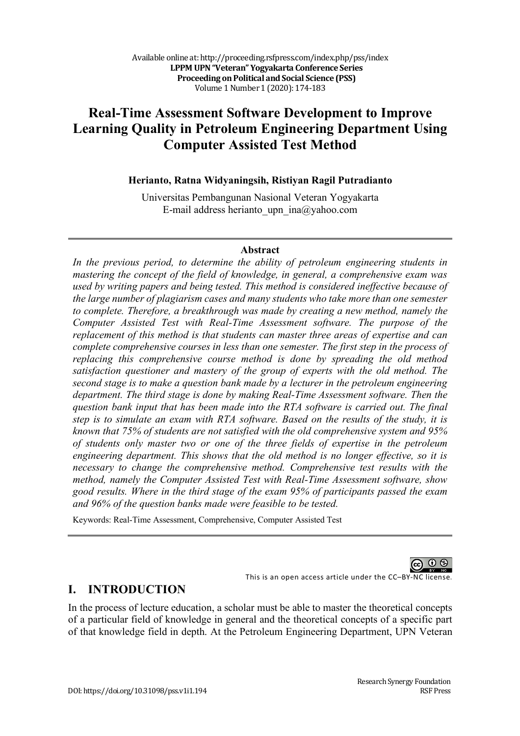# Real-Time Assessment Software Development to Improve Learning Quality in Petroleum Engineering Department Using Computer Assisted Test Method

**Herianto, Ratna Widyaningsih, Ristiyan Ragil Putradianto**

Universitas Pembangunan Nasional Veteran Yogyakarta
E-mail address herianto_upn_ina@yahoo.com

## Abstract

*In the previous period, to determine the ability of petroleum engineering students in mastering the concept of the field of knowledge, in general, a comprehensive exam was used by writing papers and being tested. This method is considered ineffective because of the large number of plagiarism cases and many students who take more than one semester to complete. Therefore, a breakthrough was made by creating a new method, namely the Computer Assisted Test with Real-Time Assessment software. The purpose of the replacement of this method is that students can master three areas of expertise and can complete comprehensive courses in less than one semester. The first step in the process of replacing this comprehensive course method is done by spreading the old method satisfaction questioner and mastery of the group of experts with the old method. The second stage is to make a question bank made by a lecturer in the petroleum engineering department. The third stage is done by making Real-Time Assessment software. Then the question bank input that has been made into the RTA software is carried out. The final step is to simulate an exam with RTA software. Based on the results of the study, it is known that 75% of students are not satisfied with the old comprehensive system and 95% of students only master two or one of the three fields of expertise in the petroleum engineering department. This shows that the old method is no longer effective, so it is necessary to change the comprehensive method. Comprehensive test results with the method, namely the Computer Assisted Test with Real-Time Assessment software, show good results. Where in the third stage of the exam 95% of participants passed the exam and 96% of the question banks made were feasible to be tested.*

Keywords: Real-Time Assessment, Comprehensive, Computer Assisted Test

This is an open access article under the CC–BY-NC license.

## I. INTRODUCTION

In the process of lecture education, a scholar must be able to master the theoretical concepts of a particular field of knowledge in general and the theoretical concepts of a specific part of that knowledge field in depth. At the Petroleum Engineering Department, UPN Veteran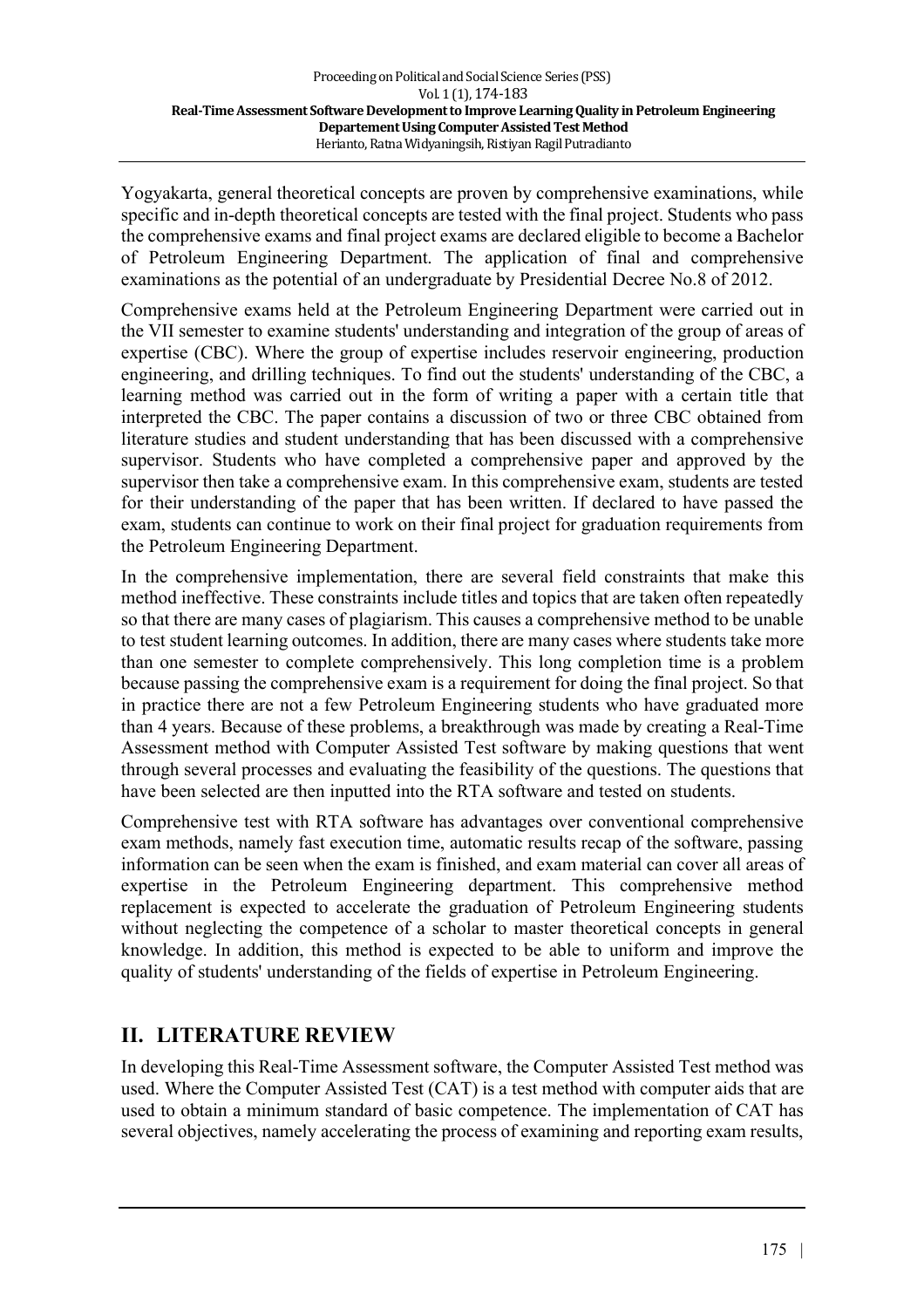Yogyakarta, general theoretical concepts are proven by comprehensive examinations, while specific and in-depth theoretical concepts are tested with the final project. Students who pass the comprehensive exams and final project exams are declared eligible to become a Bachelor of Petroleum Engineering Department. The application of final and comprehensive examinations as the potential of an undergraduate by Presidential Decree No.8 of 2012.

Comprehensive exams held at the Petroleum Engineering Department were carried out in the VII semester to examine students' understanding and integration of the group of areas of expertise (CBC). Where the group of expertise includes reservoir engineering, production engineering, and drilling techniques. To find out the students' understanding of the CBC, a learning method was carried out in the form of writing a paper with a certain title that interpreted the CBC. The paper contains a discussion of two or three CBC obtained from literature studies and student understanding that has been discussed with a comprehensive supervisor. Students who have completed a comprehensive paper and approved by the supervisor then take a comprehensive exam. In this comprehensive exam, students are tested for their understanding of the paper that has been written. If declared to have passed the exam, students can continue to work on their final project for graduation requirements from the Petroleum Engineering Department.

In the comprehensive implementation, there are several field constraints that make this method ineffective. These constraints include titles and topics that are taken often repeatedly so that there are many cases of plagiarism. This causes a comprehensive method to be unable to test student learning outcomes. In addition, there are many cases where students take more than one semester to complete comprehensively. This long completion time is a problem because passing the comprehensive exam is a requirement for doing the final project. So that in practice there are not a few Petroleum Engineering students who have graduated more than 4 years. Because of these problems, a breakthrough was made by creating a Real-Time Assessment method with Computer Assisted Test software by making questions that went through several processes and evaluating the feasibility of the questions. The questions that have been selected are then inputted into the RTA software and tested on students.

Comprehensive test with RTA software has advantages over conventional comprehensive exam methods, namely fast execution time, automatic results recap of the software, passing information can be seen when the exam is finished, and exam material can cover all areas of expertise in the Petroleum Engineering department. This comprehensive method replacement is expected to accelerate the graduation of Petroleum Engineering students without neglecting the competence of a scholar to master theoretical concepts in general knowledge. In addition, this method is expected to be able to uniform and improve the quality of students' understanding of the fields of expertise in Petroleum Engineering.

## II. LITERATURE REVIEW

In developing this Real-Time Assessment software, the Computer Assisted Test method was used. Where the Computer Assisted Test (CAT) is a test method with computer aids that are used to obtain a minimum standard of basic competence. The implementation of CAT has several objectives, namely accelerating the process of examining and reporting exam results,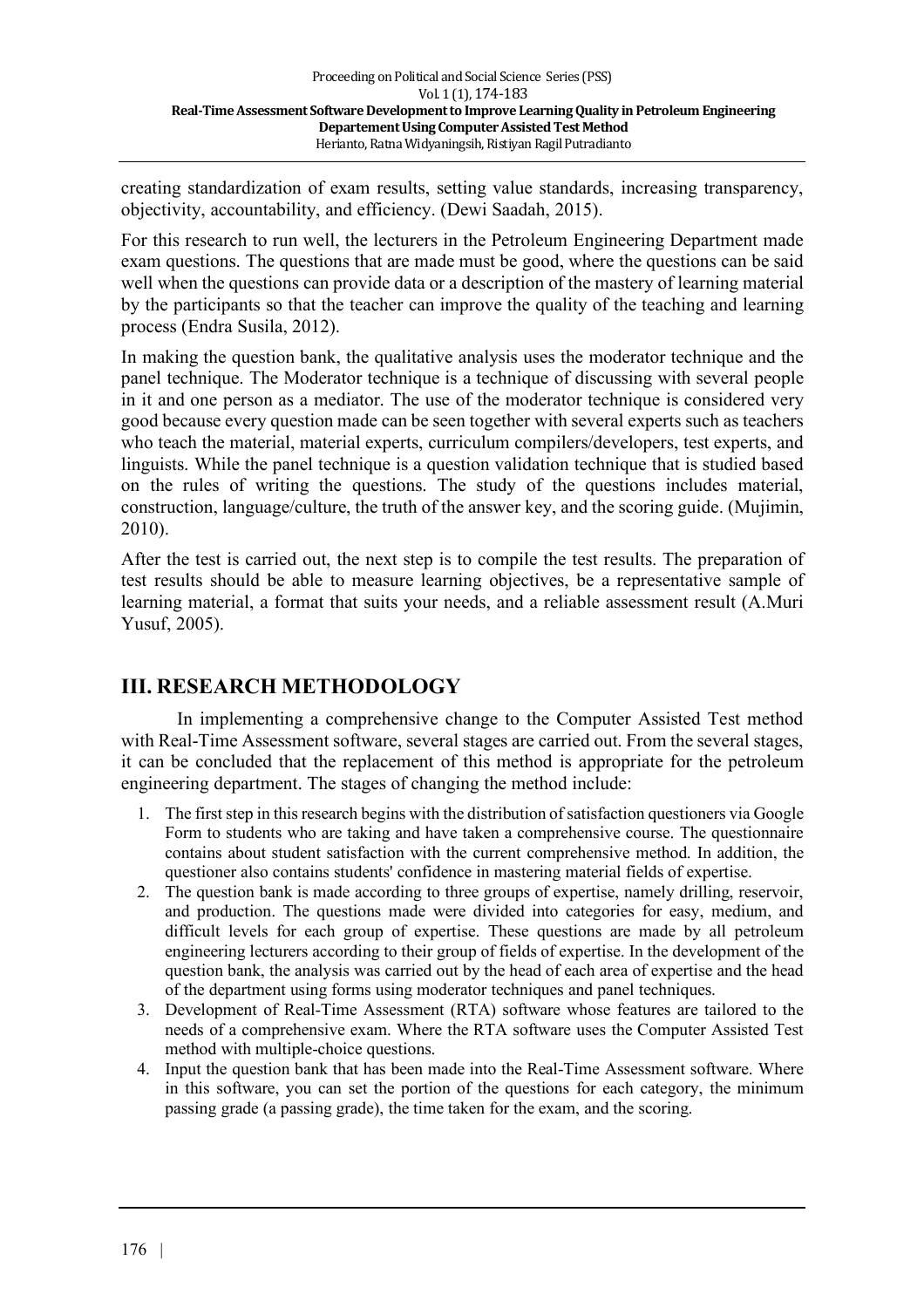creating standardization of exam results, setting value standards, increasing transparency, objectivity, accountability, and efficiency. (Dewi Saadah, 2015).

For this research to run well, the lecturers in the Petroleum Engineering Department made exam questions. The questions that are made must be good, where the questions can be said well when the questions can provide data or a description of the mastery of learning material by the participants so that the teacher can improve the quality of the teaching and learning process (Endra Susila, 2012).

In making the question bank, the qualitative analysis uses the moderator technique and the panel technique. The Moderator technique is a technique of discussing with several people in it and one person as a mediator. The use of the moderator technique is considered very good because every question made can be seen together with several experts such as teachers who teach the material, material experts, curriculum compilers/developers, test experts, and linguists. While the panel technique is a question validation technique that is studied based on the rules of writing the questions. The study of the questions includes material, construction, language/culture, the truth of the answer key, and the scoring guide. (Mujimin, 2010).

After the test is carried out, the next step is to compile the test results. The preparation of test results should be able to measure learning objectives, be a representative sample of learning material, a format that suits your needs, and a reliable assessment result (A.Muri Yusuf, 2005).

## III. RESEARCH METHODOLOGY

In implementing a comprehensive change to the Computer Assisted Test method with Real-Time Assessment software, several stages are carried out. From the several stages, it can be concluded that the replacement of this method is appropriate for the petroleum engineering department. The stages of changing the method include:

1. The first step in this research begins with the distribution of satisfaction questioners via Google Form to students who are taking and have taken a comprehensive course. The questionnaire contains about student satisfaction with the current comprehensive method. In addition, the questioner also contains students' confidence in mastering material fields of expertise.
2. The question bank is made according to three groups of expertise, namely drilling, reservoir, and production. The questions made were divided into categories for easy, medium, and difficult levels for each group of expertise. These questions are made by all petroleum engineering lecturers according to their group of fields of expertise. In the development of the question bank, the analysis was carried out by the head of each area of expertise and the head of the department using forms using moderator techniques and panel techniques.
3. Development of Real-Time Assessment (RTA) software whose features are tailored to the needs of a comprehensive exam. Where the RTA software uses the Computer Assisted Test method with multiple-choice questions.
4. Input the question bank that has been made into the Real-Time Assessment software. Where in this software, you can set the portion of the questions for each category, the minimum passing grade (a passing grade), the time taken for the exam, and the scoring.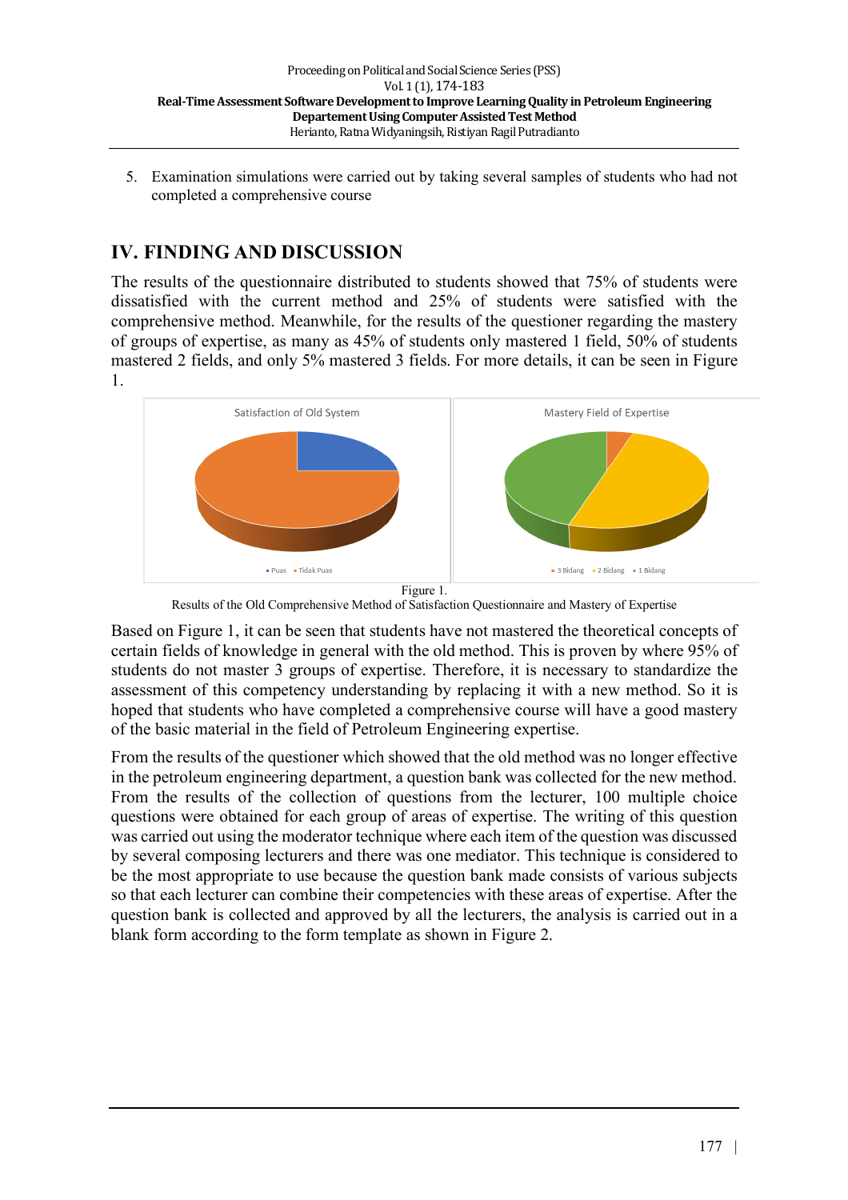5. Examination simulations were carried out by taking several samples of students who had not completed a comprehensive course

## IV. FINDING AND DISCUSSION

The results of the questionnaire distributed to students showed that 75% of students were dissatisfied with the current method and 25% of students were satisfied with the comprehensive method. Meanwhile, for the results of the questioner regarding the mastery of groups of expertise, as many as 45% of students only mastered 1 field, 50% of students mastered 2 fields, and only 5% mastered 3 fields. For more details, it can be seen in Figure 1.

Figure 1.
Results of the Old Comprehensive Method of Satisfaction Questionnaire and Mastery of Expertise

Based on Figure 1, it can be seen that students have not mastered the theoretical concepts of certain fields of knowledge in general with the old method. This is proven by where 95% of students do not master 3 groups of expertise. Therefore, it is necessary to standardize the assessment of this competency understanding by replacing it with a new method. So it is hoped that students who have completed a comprehensive course will have a good mastery of the basic material in the field of Petroleum Engineering expertise.

From the results of the questioner which showed that the old method was no longer effective in the petroleum engineering department, a question bank was collected for the new method. From the results of the collection of questions from the lecturer, 100 multiple choice questions were obtained for each group of areas of expertise. The writing of this question was carried out using the moderator technique where each item of the question was discussed by several composing lecturers and there was one mediator. This technique is considered to be the most appropriate to use because the question bank made consists of various subjects so that each lecturer can combine their competencies with these areas of expertise. After the question bank is collected and approved by all the lecturers, the analysis is carried out in a blank form according to the form template as shown in Figure 2.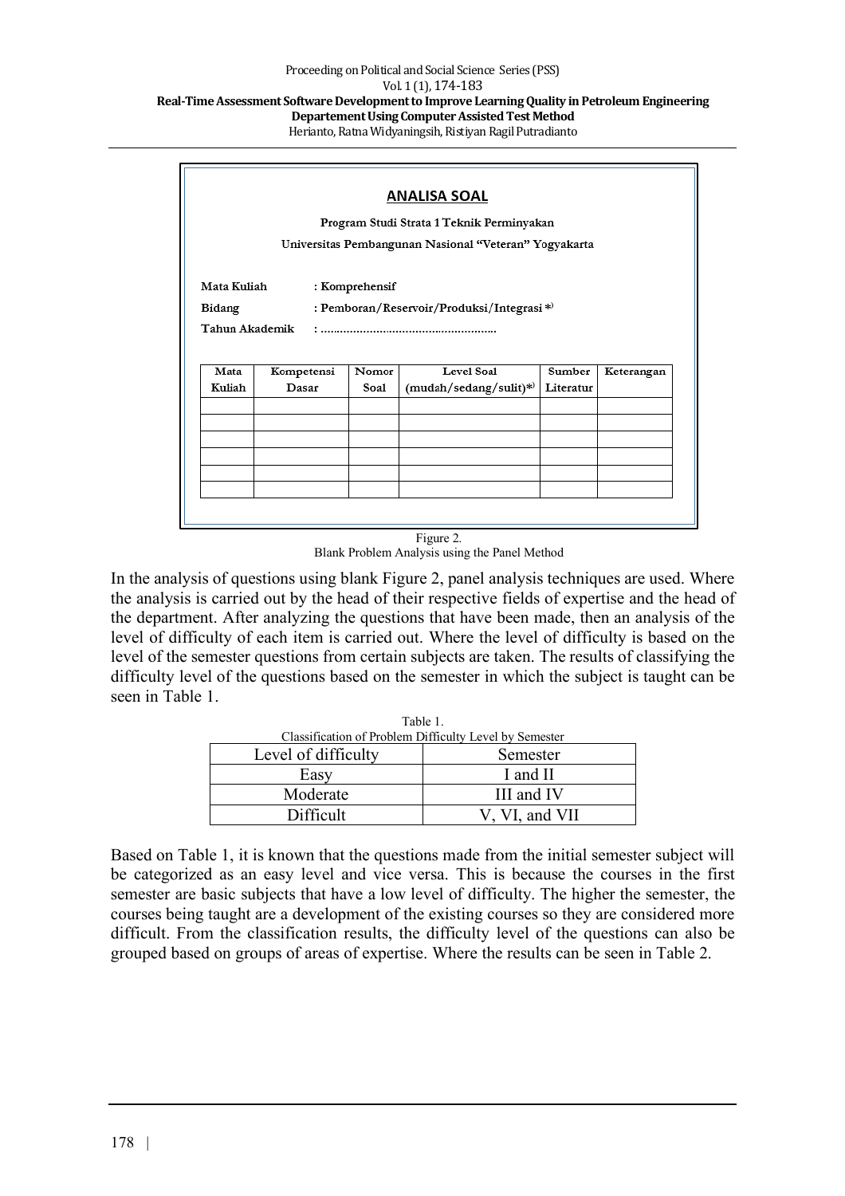**ANALISA SOAL**

Program Studi Strata 1 Teknik Perminyakan

Universitas Pembangunan Nasional "Veteran" Yogyakarta

Mata Kuliah : Komprehensif

Bidang : Pemboran/Reservoir/Produksi/Integrasi *)

Tahun Akademik : ......................................................

| Mata Kuliah | Kompetensi Dasar | Nomor Soal | Level Soal (mudah/sedang/sulit)*) | Sumber Literatur | Keterangan |
|---|---|---|---|---|---|
| | | | | | |
| | | | | | |
| | | | | | |
| | | | | | |
| | | | | | |
| | | | | | |

Figure 2.
Blank Problem Analysis using the Panel Method

In the analysis of questions using blank Figure 2, panel analysis techniques are used. Where the analysis is carried out by the head of their respective fields of expertise and the head of the department. After analyzing the questions that have been made, then an analysis of the level of difficulty of each item is carried out. Where the level of difficulty is based on the level of the semester questions from certain subjects are taken. The results of classifying the difficulty level of the questions based on the semester in which the subject is taught can be seen in Table 1.

Table 1.
Classification of Problem Difficulty Level by Semester

| Level of difficulty | Semester |
|---|---|
| Easy | I and II |
| Moderate | III and IV |
| Difficult | V, VI, and VII |

Based on Table 1, it is known that the questions made from the initial semester subject will be categorized as an easy level and vice versa. This is because the courses in the first semester are basic subjects that have a low level of difficulty. The higher the semester, the courses being taught are a development of the existing courses so they are considered more difficult. From the classification results, the difficulty level of the questions can also be grouped based on groups of areas of expertise. Where the results can be seen in Table 2.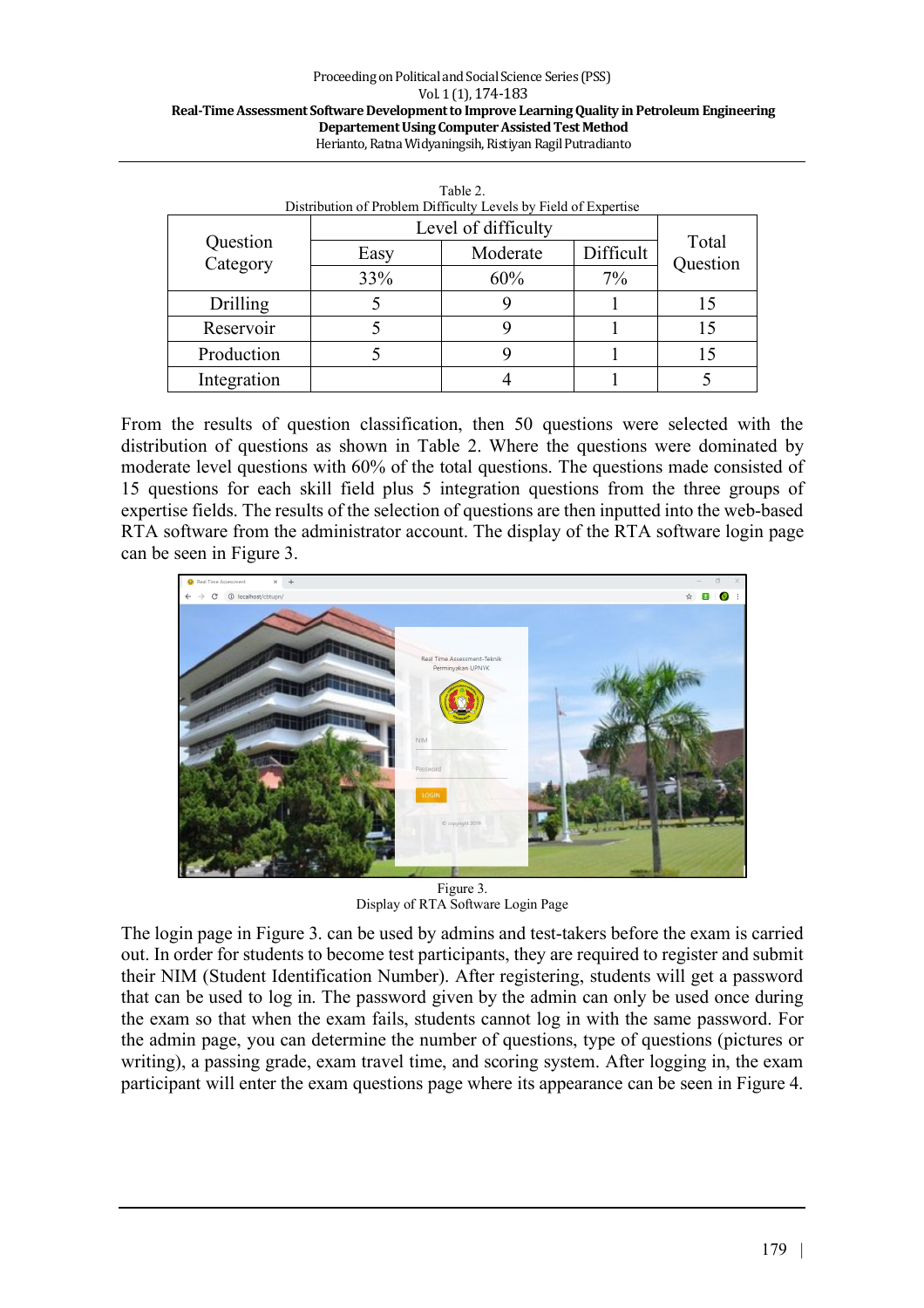Table 2.
Distribution of Problem Difficulty Levels by Field of Expertise

| Question Category | Level of difficulty | | | Total Question |
|---|---|---|---|---|
| | Easy | Moderate | Difficult | |
| | 33% | 60% | 7% | |
| Drilling | 5 | 9 | 1 | 15 |
| Reservoir | 5 | 9 | 1 | 15 |
| Production | 5 | 9 | 1 | 15 |
| Integration | | 4 | 1 | 5 |

From the results of question classification, then 50 questions were selected with the distribution of questions as shown in Table 2. Where the questions were dominated by moderate level questions with 60% of the total questions. The questions made consisted of 15 questions for each skill field plus 5 integration questions from the three groups of expertise fields. The results of the selection of questions are then inputted into the web-based RTA software from the administrator account. The display of the RTA software login page can be seen in Figure 3.

Figure 3.
Display of RTA Software Login Page

The login page in Figure 3. can be used by admins and test-takers before the exam is carried out. In order for students to become test participants, they are required to register and submit their NIM (Student Identification Number). After registering, students will get a password that can be used to log in. The password given by the admin can only be used once during the exam so that when the exam fails, students cannot log in with the same password. For the admin page, you can determine the number of questions, type of questions (pictures or writing), a passing grade, exam travel time, and scoring system. After logging in, the exam participant will enter the exam questions page where its appearance can be seen in Figure 4.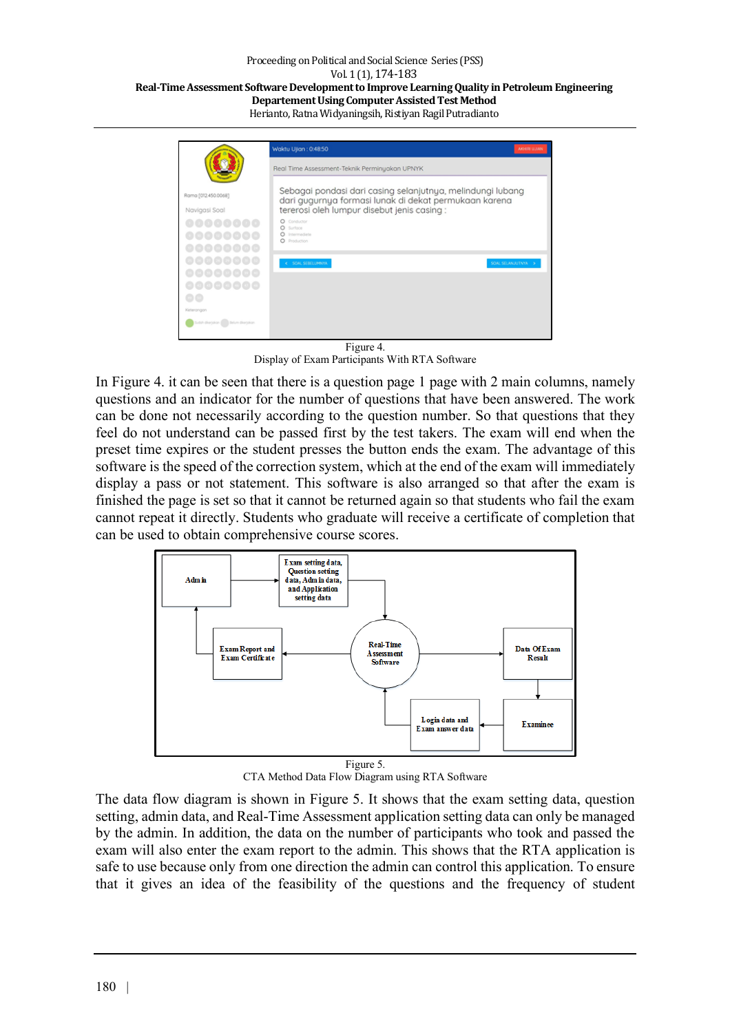Figure 4.
Display of Exam Participants With RTA Software

In Figure 4. it can be seen that there is a question page 1 page with 2 main columns, namely questions and an indicator for the number of questions that have been answered. The work can be done not necessarily according to the question number. So that questions that they feel do not understand can be passed first by the test takers. The exam will end when the preset time expires or the student presses the button ends the exam. The advantage of this software is the speed of the correction system, which at the end of the exam will immediately display a pass or not statement. This software is also arranged so that after the exam is finished the page is set so that it cannot be returned again so that students who fail the exam cannot repeat it directly. Students who graduate will receive a certificate of completion that can be used to obtain comprehensive course scores.

Figure 5.
CTA Method Data Flow Diagram using RTA Software

The data flow diagram is shown in Figure 5. It shows that the exam setting data, question setting, admin data, and Real-Time Assessment application setting data can only be managed by the admin. In addition, the data on the number of participants who took and passed the exam will also enter the exam report to the admin. This shows that the RTA application is safe to use because only from one direction the admin can control this application. To ensure that it gives an idea of the feasibility of the questions and the frequency of student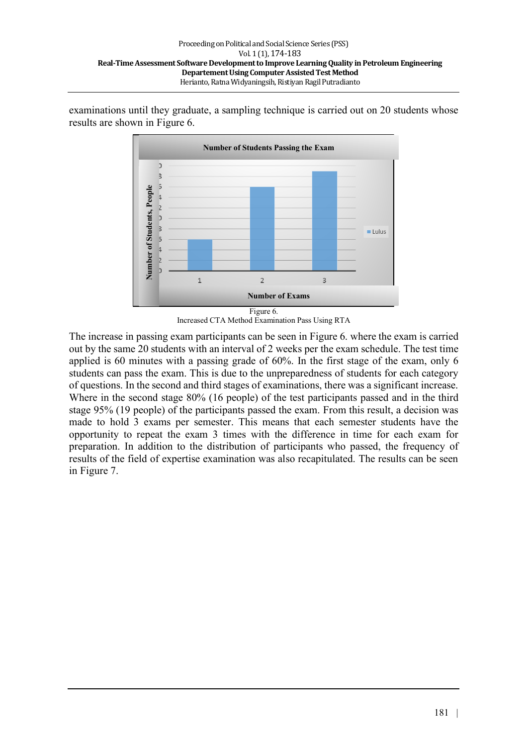examinations until they graduate, a sampling technique is carried out on 20 students whose results are shown in Figure 6.

Figure 6.
Increased CTA Method Examination Pass Using RTA

The increase in passing exam participants can be seen in Figure 6. where the exam is carried out by the same 20 students with an interval of 2 weeks per the exam schedule. The test time applied is 60 minutes with a passing grade of 60%. In the first stage of the exam, only 6 students can pass the exam. This is due to the unpreparedness of students for each category of questions. In the second and third stages of examinations, there was a significant increase. Where in the second stage 80% (16 people) of the test participants passed and in the third stage 95% (19 people) of the participants passed the exam. From this result, a decision was made to hold 3 exams per semester. This means that each semester students have the opportunity to repeat the exam 3 times with the difference in time for each exam for preparation. In addition to the distribution of participants who passed, the frequency of results of the field of expertise examination was also recapitulated. The results can be seen in Figure 7.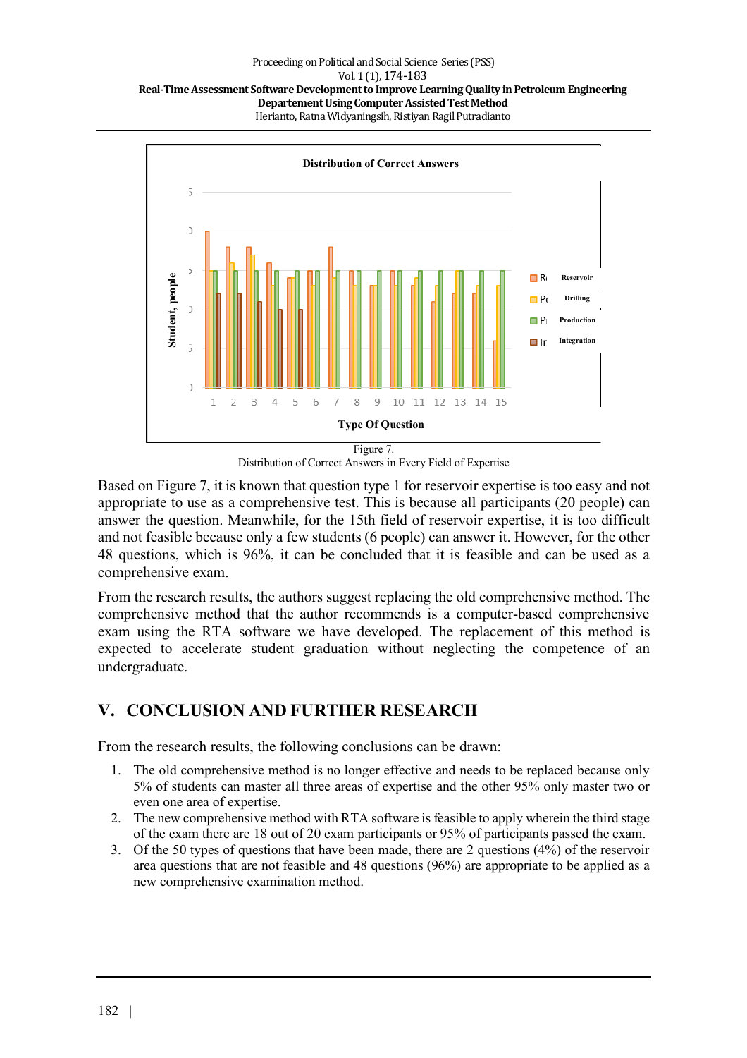Figure 7.
Distribution of Correct Answers in Every Field of Expertise

Based on Figure 7, it is known that question type 1 for reservoir expertise is too easy and not appropriate to use as a comprehensive test. This is because all participants (20 people) can answer the question. Meanwhile, for the 15th field of reservoir expertise, it is too difficult and not feasible because only a few students (6 people) can answer it. However, for the other 48 questions, which is 96%, it can be concluded that it is feasible and can be used as a comprehensive exam.

From the research results, the authors suggest replacing the old comprehensive method. The comprehensive method that the author recommends is a computer-based comprehensive exam using the RTA software we have developed. The replacement of this method is expected to accelerate student graduation without neglecting the competence of an undergraduate.

## V. CONCLUSION AND FURTHER RESEARCH

From the research results, the following conclusions can be drawn:

1. The old comprehensive method is no longer effective and needs to be replaced because only 5% of students can master all three areas of expertise and the other 95% only master two or even one area of expertise.
2. The new comprehensive method with RTA software is feasible to apply wherein the third stage of the exam there are 18 out of 20 exam participants or 95% of participants passed the exam.
3. Of the 50 types of questions that have been made, there are 2 questions (4%) of the reservoir area questions that are not feasible and 48 questions (96%) are appropriate to be applied as a new comprehensive examination method.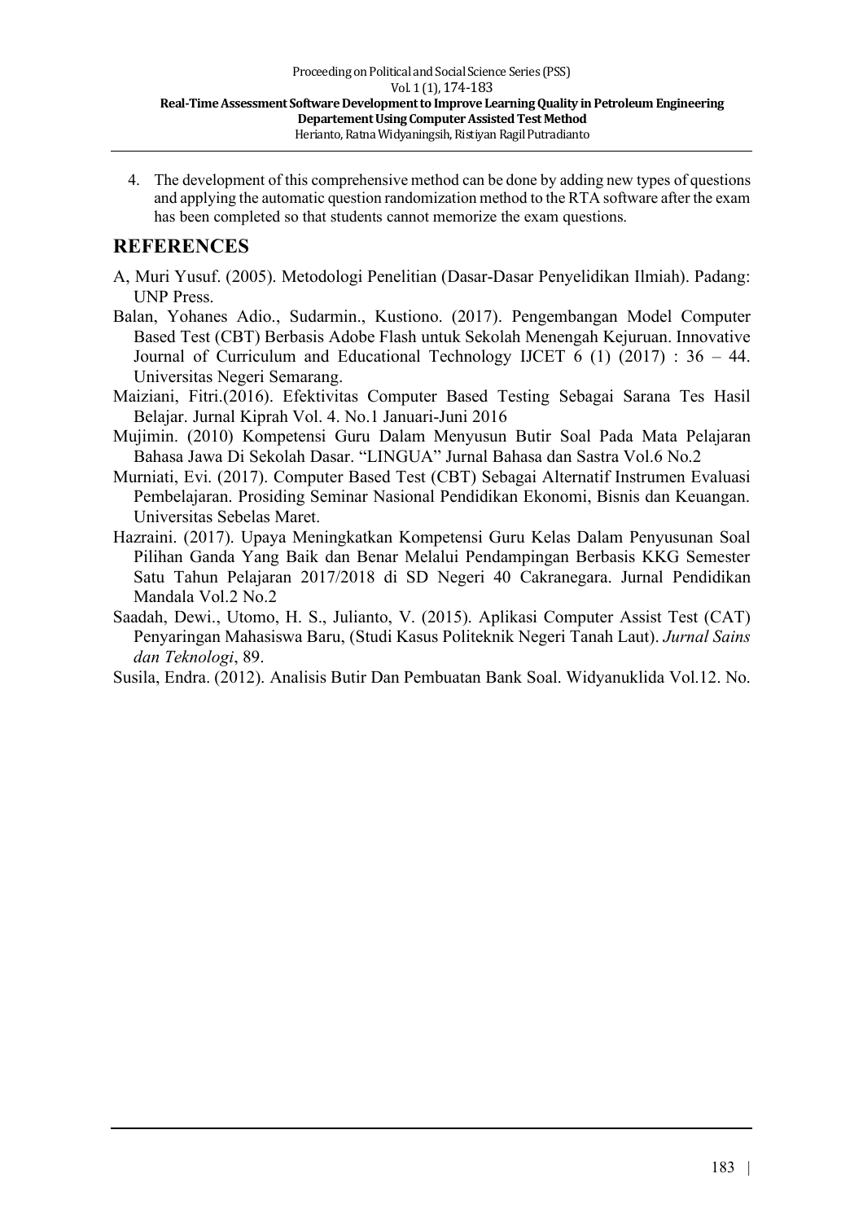4. The development of this comprehensive method can be done by adding new types of questions and applying the automatic question randomization method to the RTA software after the exam has been completed so that students cannot memorize the exam questions.

## REFERENCES

A, Muri Yusuf. (2005). Metodologi Penelitian (Dasar-Dasar Penyelidikan Ilmiah). Padang: UNP Press.

Balan, Yohanes Adio., Sudarmin., Kustiono. (2017). Pengembangan Model Computer Based Test (CBT) Berbasis Adobe Flash untuk Sekolah Menengah Kejuruan. Innovative Journal of Curriculum and Educational Technology IJCET 6 (1) (2017) : 36 – 44. Universitas Negeri Semarang.

Maiziani, Fitri.(2016). Efektivitas Computer Based Testing Sebagai Sarana Tes Hasil Belajar. Jurnal Kiprah Vol. 4. No.1 Januari-Juni 2016

Mujimin. (2010) Kompetensi Guru Dalam Menyusun Butir Soal Pada Mata Pelajaran Bahasa Jawa Di Sekolah Dasar. "LINGUA" Jurnal Bahasa dan Sastra Vol.6 No.2

Murniati, Evi. (2017). Computer Based Test (CBT) Sebagai Alternatif Instrumen Evaluasi Pembelajaran. Prosiding Seminar Nasional Pendidikan Ekonomi, Bisnis dan Keuangan. Universitas Sebelas Maret.

Hazraini. (2017). Upaya Meningkatkan Kompetensi Guru Kelas Dalam Penyusunan Soal Pilihan Ganda Yang Baik dan Benar Melalui Pendampingan Berbasis KKG Semester Satu Tahun Pelajaran 2017/2018 di SD Negeri 40 Cakranegara. Jurnal Pendidikan Mandala Vol.2 No.2

Saadah, Dewi., Utomo, H. S., Julianto, V. (2015). Aplikasi Computer Assist Test (CAT) Penyaringan Mahasiswa Baru, (Studi Kasus Politeknik Negeri Tanah Laut). *Jurnal Sains dan Teknologi*, 89.

Susila, Endra. (2012). Analisis Butir Dan Pembuatan Bank Soal. Widyanuklida Vol.12. No.